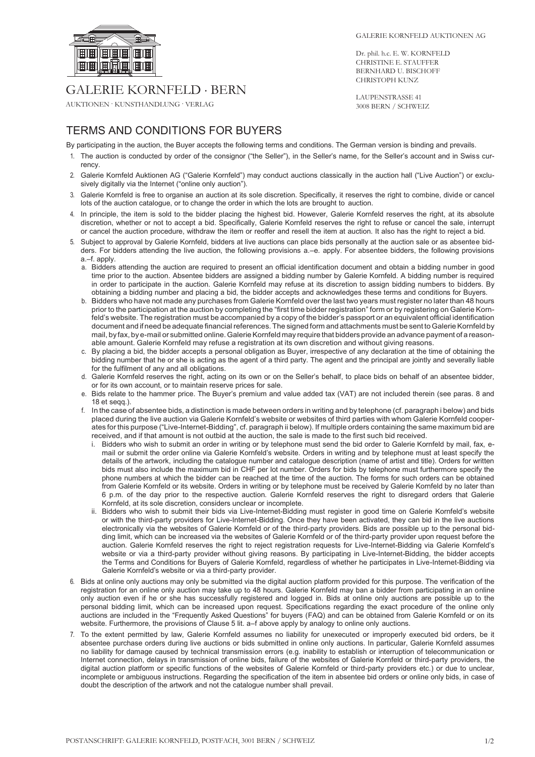GALERIE KORNFELD · BERN

AUKTIONEN · KUNSTHANDLUNG · VERLAG

GALERIE KORNFELD AUKTIONEN AG

Dr. phil. h.c. E. W. KORNFELD
CHRISTINE E. STAUFFER
BERNHARD U. BISCHOFF
CHRISTOPH KUNZ

LAUPENSTRASSE 41
3008 BERN / SCHWEIZ

# TERMS AND CONDITIONS FOR BUYERS

By participating in the auction, the Buyer accepts the following terms and conditions. The German version is binding and prevails.

1. The auction is conducted by order of the consignor ("the Seller"), in the Seller's name, for the Seller's account and in Swiss currency.
2. Galerie Kornfeld Auktionen AG ("Galerie Kornfeld") may conduct auctions classically in the auction hall ("Live Auction") or exclusively digitally via the Internet ("online only auction").
3. Galerie Kornfeld is free to organise an auction at its sole discretion. Specifically, it reserves the right to combine, divide or cancel lots of the auction catalogue, or to change the order in which the lots are brought to auction.
4. In principle, the item is sold to the bidder placing the highest bid. However, Galerie Kornfeld reserves the right, at its absolute discretion, whether or not to accept a bid. Specifically, Galerie Kornfeld reserves the right to refuse or cancel the sale, interrupt or cancel the auction procedure, withdraw the item or reoffer and resell the item at auction. It also has the right to reject a bid.
5. Subject to approval by Galerie Kornfeld, bidders at live auctions can place bids personally at the auction sale or as absentee bidders. For bidders attending the live auction, the following provisions a.–e. apply. For absentee bidders, the following provisions a.–f. apply.
   a. Bidders attending the auction are required to present an official identification document and obtain a bidding number in good time prior to the auction. Absentee bidders are assigned a bidding number by Galerie Kornfeld. A bidding number is required in order to participate in the auction. Galerie Kornfeld may refuse at its discretion to assign bidding numbers to bidders. By obtaining a bidding number and placing a bid, the bidder accepts and acknowledges these terms and conditions for Buyers.
   b. Bidders who have not made any purchases from Galerie Kornfeld over the last two years must register no later than 48 hours prior to the participation at the auction by completing the "first time bidder registration" form or by registering on Galerie Kornfeld's website. The registration must be accompanied by a copy of the bidder's passport or an equivalent official identification document and if need be adequate financial references. The signed form and attachments must be sent to Galerie Kornfeld by mail, by fax, by e-mail or submitted online. Galerie Kornfeld may require that bidders provide an advance payment of a reasonable amount. Galerie Kornfeld may refuse a registration at its own discretion and without giving reasons.
   c. By placing a bid, the bidder accepts a personal obligation as Buyer, irrespective of any declaration at the time of obtaining the bidding number that he or she is acting as the agent of a third party. The agent and the principal are jointly and severally liable for the fulfilment of any and all obligations.
   d. Galerie Kornfeld reserves the right, acting on its own or on the Seller's behalf, to place bids on behalf of an absentee bidder, or for its own account, or to maintain reserve prices for sale.
   e. Bids relate to the hammer price. The Buyer's premium and value added tax (VAT) are not included therein (see paras. 8 and 18 et seqq.).
   f. In the case of absentee bids, a distinction is made between orders in writing and by telephone (cf. paragraph i below) and bids placed during the live auction via Galerie Kornfeld's website or websites of third parties with whom Galerie Kornfeld cooperates for this purpose ("Live-Internet-Bidding", cf. paragraph ii below). If multiple orders containing the same maximum bid are received, and if that amount is not outbid at the auction, the sale is made to the first such bid received.
      i. Bidders who wish to submit an order in writing or by telephone must send the bid order to Galerie Kornfeld by mail, fax, e-mail or submit the order online via Galerie Kornfeld's website. Orders in writing and by telephone must at least specify the details of the artwork, including the catalogue number and catalogue description (name of artist and title). Orders for written bids must also include the maximum bid in CHF per lot number. Orders for bids by telephone must furthermore specify the phone numbers at which the bidder can be reached at the time of the auction. The forms for such orders can be obtained from Galerie Kornfeld or its website. Orders in writing or by telephone must be received by Galerie Kornfeld by no later than 6 p.m. of the day prior to the respective auction. Galerie Kornfeld reserves the right to disregard orders that Galerie Kornfeld, at its sole discretion, considers unclear or incomplete.
      ii. Bidders who wish to submit their bids via Live-Internet-Bidding must register in good time on Galerie Kornfeld's website or with the third-party providers for Live-Internet-Bidding. Once they have been activated, they can bid in the live auctions electronically via the websites of Galerie Kornfeld or of the third-party providers. Bids are possible up to the personal bidding limit, which can be increased via the websites of Galerie Kornfeld or of the third-party provider upon request before the auction. Galerie Kornfeld reserves the right to reject registration requests for Live-Internet-Bidding via Galerie Kornfeld's website or via a third-party provider without giving reasons. By participating in Live-Internet-Bidding, the bidder accepts the Terms and Conditions for Buyers of Galerie Kornfeld, regardless of whether he participates in Live-Internet-Bidding via Galerie Kornfeld's website or via a third-party provider.
6. Bids at online only auctions may only be submitted via the digital auction platform provided for this purpose. The verification of the registration for an online only auction may take up to 48 hours. Galerie Kornfeld may ban a bidder from participating in an online only auction even if he or she has successfully registered and logged in. Bids at online only auctions are possible up to the personal bidding limit, which can be increased upon request. Specifications regarding the exact procedure of the online only auctions are included in the "Frequently Asked Questions" for buyers (FAQ) and can be obtained from Galerie Kornfeld or on its website. Furthermore, the provisions of Clause 5 lit. a–f above apply by analogy to online only auctions.
7. To the extent permitted by law, Galerie Kornfeld assumes no liability for unexecuted or improperly executed bid orders, be it absentee purchase orders during live auctions or bids submitted in online only auctions. In particular, Galerie Kornfeld assumes no liability for damage caused by technical transmission errors (e.g. inability to establish or interruption of telecommunication or Internet connection, delays in transmission of online bids, failure of the websites of Galerie Kornfeld or third-party providers, the digital auction platform or specific functions of the websites of Galerie Kornfeld or third-party providers etc.) or due to unclear, incomplete or ambiguous instructions. Regarding the specification of the item in absentee bid orders or online only bids, in case of doubt the description of the artwork and not the catalogue number shall prevail.

POSTANSCHRIFT: GALERIE KORNFELD, POSTFACH, 3001 BERN / SCHWEIZ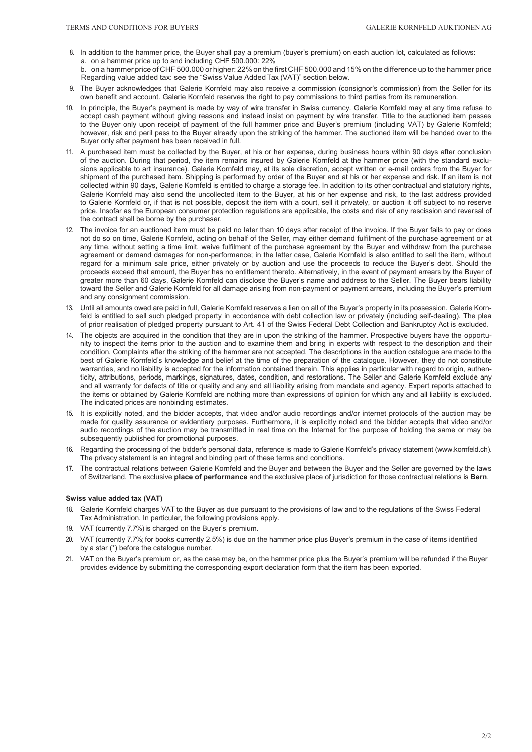8. In addition to the hammer price, the Buyer shall pay a premium (buyer's premium) on each auction lot, calculated as follows:
   a. on a hammer price up to and including CHF 500.000: 22%
   b. on a hammer price of CHF 500.000 or higher: 22% on the first CHF 500.000 and 15% on the difference up to the hammer price

   Regarding value added tax: see the "Swiss Value Added Tax (VAT)" section below.
9. The Buyer acknowledges that Galerie Kornfeld may also receive a commission (consignor's commission) from the Seller for its own benefit and account. Galerie Kornfeld reserves the right to pay commissions to third parties from its remuneration.
10. In principle, the Buyer's payment is made by way of wire transfer in Swiss currency. Galerie Kornfeld may at any time refuse to accept cash payment without giving reasons and instead insist on payment by wire transfer. Title to the auctioned item passes to the Buyer only upon receipt of payment of the full hammer price and Buyer's premium (including VAT) by Galerie Kornfeld; however, risk and peril pass to the Buyer already upon the striking of the hammer. The auctioned item will be handed over to the Buyer only after payment has been received in full.
11. A purchased item must be collected by the Buyer, at his or her expense, during business hours within 90 days after conclusion of the auction. During that period, the item remains insured by Galerie Kornfeld at the hammer price (with the standard exclusions applicable to art insurance). Galerie Kornfeld may, at its sole discretion, accept written or e-mail orders from the Buyer for shipment of the purchased item. Shipping is performed by order of the Buyer and at his or her expense and risk. If an item is not collected within 90 days, Galerie Kornfeld is entitled to charge a storage fee. In addition to its other contractual and statutory rights, Galerie Kornfeld may also send the uncollected item to the Buyer, at his or her expense and risk, to the last address provided to Galerie Kornfeld or, if that is not possible, deposit the item with a court, sell it privately, or auction it off subject to no reserve price. Insofar as the European consumer protection regulations are applicable, the costs and risk of any rescission and reversal of the contract shall be borne by the purchaser.
12. The invoice for an auctioned item must be paid no later than 10 days after receipt of the invoice. If the Buyer fails to pay or does not do so on time, Galerie Kornfeld, acting on behalf of the Seller, may either demand fulfilment of the purchase agreement or at any time, without setting a time limit, waive fulfilment of the purchase agreement by the Buyer and withdraw from the purchase agreement or demand damages for non-performance; in the latter case, Galerie Kornfeld is also entitled to sell the item, without regard for a minimum sale price, either privately or by auction and use the proceeds to reduce the Buyer's debt. Should the proceeds exceed that amount, the Buyer has no entitlement thereto. Alternatively, in the event of payment arrears by the Buyer of greater more than 60 days, Galerie Kornfeld can disclose the Buyer's name and address to the Seller. The Buyer bears liability toward the Seller and Galerie Kornfeld for all damage arising from non-payment or payment arrears, including the Buyer's premium and any consignment commission.
13. Until all amounts owed are paid in full, Galerie Kornfeld reserves a lien on all of the Buyer's property in its possession. Galerie Kornfeld is entitled to sell such pledged property in accordance with debt collection law or privately (including self-dealing). The plea of prior realisation of pledged property pursuant to Art. 41 of the Swiss Federal Debt Collection and Bankruptcy Act is excluded.
14. The objects are acquired in the condition that they are in upon the striking of the hammer. Prospective buyers have the opportunity to inspect the items prior to the auction and to examine them and bring in experts with respect to the description and their condition. Complaints after the striking of the hammer are not accepted. The descriptions in the auction catalogue are made to the best of Galerie Kornfeld's knowledge and belief at the time of the preparation of the catalogue. However, they do not constitute warranties, and no liability is accepted for the information contained therein. This applies in particular with regard to origin, authenticity, attributions, periods, markings, signatures, dates, condition, and restorations. The Seller and Galerie Kornfeld exclude any and all warranty for defects of title or quality and any and all liability arising from mandate and agency. Expert reports attached to the items or obtained by Galerie Kornfeld are nothing more than expressions of opinion for which any and all liability is excluded. The indicated prices are nonbinding estimates.
15. It is explicitly noted, and the bidder accepts, that video and/or audio recordings and/or internet protocols of the auction may be made for quality assurance or evidentiary purposes. Furthermore, it is explicitly noted and the bidder accepts that video and/or audio recordings of the auction may be transmitted in real time on the Internet for the purpose of holding the same or may be subsequently published for promotional purposes.
16. Regarding the processing of the bidder's personal data, reference is made to Galerie Kornfeld's privacy statement (www.kornfeld.ch). The privacy statement is an integral and binding part of these terms and conditions.
17. The contractual relations between Galerie Kornfeld and the Buyer and between the Buyer and the Seller are governed by the laws of Switzerland. The exclusive **place of performance** and the exclusive place of jurisdiction for those contractual relations is **Bern**.

**Swiss value added tax (VAT)**

18. Galerie Kornfeld charges VAT to the Buyer as due pursuant to the provisions of law and to the regulations of the Swiss Federal Tax Administration. In particular, the following provisions apply.
19. VAT (currently 7.7%) is charged on the Buyer's premium.
20. VAT (currently 7.7%; for books currently 2.5%) is due on the hammer price plus Buyer's premium in the case of items identified by a star (*) before the catalogue number.
21. VAT on the Buyer's premium or, as the case may be, on the hammer price plus the Buyer's premium will be refunded if the Buyer provides evidence by submitting the corresponding export declaration form that the item has been exported.